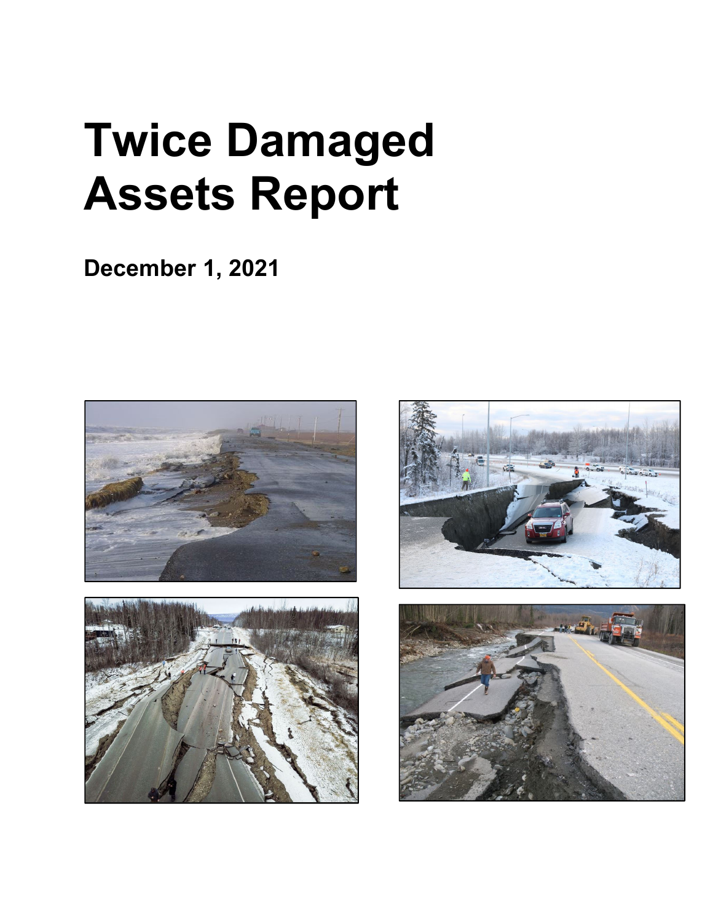# Twice Damaged Assets Report

**December 1, 2021**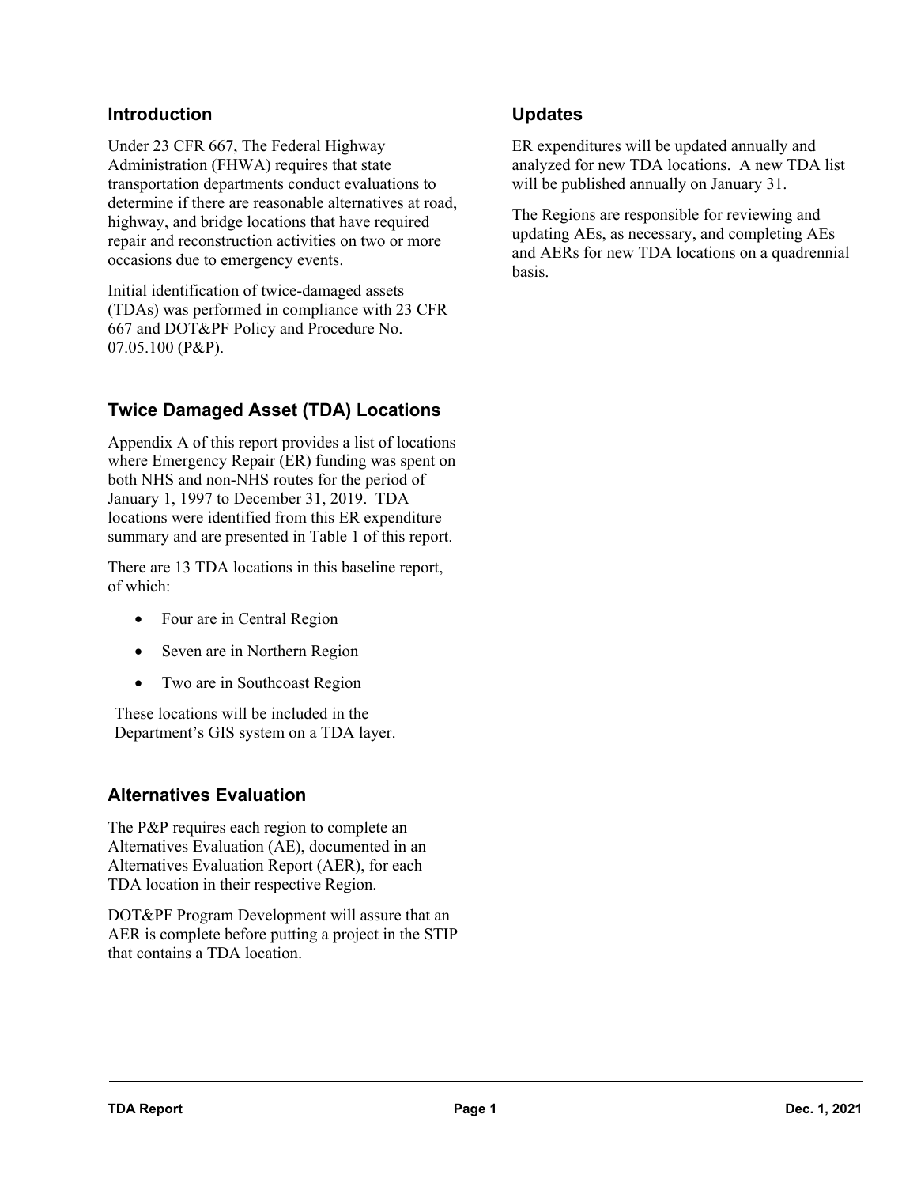## Introduction

Under 23 CFR 667, The Federal Highway Administration (FHWA) requires that state transportation departments conduct evaluations to determine if there are reasonable alternatives at road, highway, and bridge locations that have required repair and reconstruction activities on two or more occasions due to emergency events.

Initial identification of twice-damaged assets (TDAs) was performed in compliance with 23 CFR 667 and DOT&PF Policy and Procedure No. 07.05.100 (P&P).

## Twice Damaged Asset (TDA) Locations

Appendix A of this report provides a list of locations where Emergency Repair (ER) funding was spent on both NHS and non-NHS routes for the period of January 1, 1997 to December 31, 2019. TDA locations were identified from this ER expenditure summary and are presented in Table 1 of this report.

There are 13 TDA locations in this baseline report, of which:

- Four are in Central Region
- Seven are in Northern Region
- Two are in Southcoast Region

These locations will be included in the Department's GIS system on a TDA layer.

## Alternatives Evaluation

The P&P requires each region to complete an Alternatives Evaluation (AE), documented in an Alternatives Evaluation Report (AER), for each TDA location in their respective Region.

DOT&PF Program Development will assure that an AER is complete before putting a project in the STIP that contains a TDA location.

## Updates

ER expenditures will be updated annually and analyzed for new TDA locations. A new TDA list will be published annually on January 31.

The Regions are responsible for reviewing and updating AEs, as necessary, and completing AEs and AERs for new TDA locations on a quadrennial basis.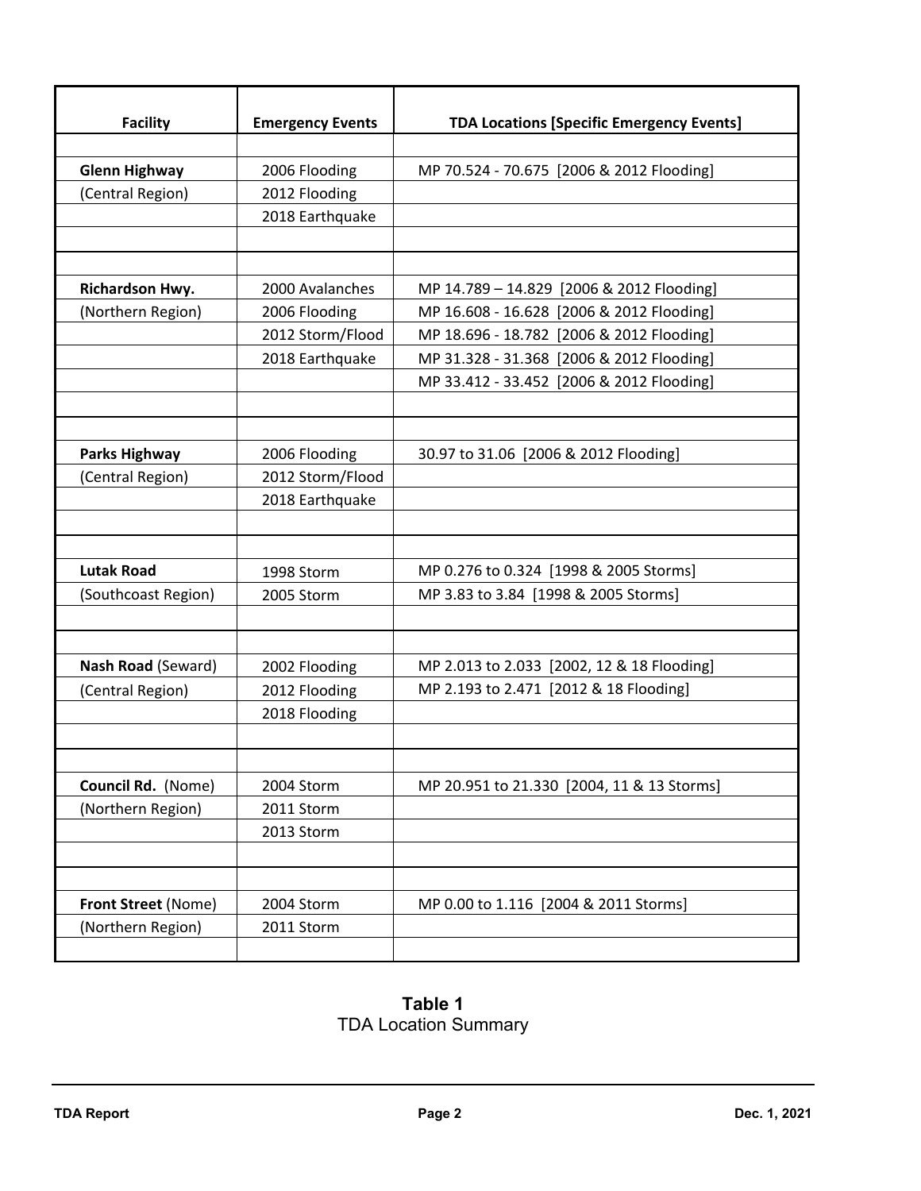| Facility | Emergency Events | TDA Locations [Specific Emergency Events] |
|---|---|---|
| | | |
| **Glenn Highway** | 2006 Flooding | MP 70.524 - 70.675 [2006 & 2012 Flooding] |
| (Central Region) | 2012 Flooding | |
| | 2018 Earthquake | |
| | | |
| | | |
| **Richardson Hwy.** | 2000 Avalanches | MP 14.789 – 14.829 [2006 & 2012 Flooding] |
| (Northern Region) | 2006 Flooding | MP 16.608 - 16.628 [2006 & 2012 Flooding] |
| | 2012 Storm/Flood | MP 18.696 - 18.782 [2006 & 2012 Flooding] |
| | 2018 Earthquake | MP 31.328 - 31.368 [2006 & 2012 Flooding] |
| | | MP 33.412 - 33.452 [2006 & 2012 Flooding] |
| | | |
| | | |
| **Parks Highway** | 2006 Flooding | 30.97 to 31.06 [2006 & 2012 Flooding] |
| (Central Region) | 2012 Storm/Flood | |
| | 2018 Earthquake | |
| | | |
| | | |
| **Lutak Road** | 1998 Storm | MP 0.276 to 0.324 [1998 & 2005 Storms] |
| (Southcoast Region) | 2005 Storm | MP 3.83 to 3.84 [1998 & 2005 Storms] |
| | | |
| | | |
| **Nash Road** (Seward) | 2002 Flooding | MP 2.013 to 2.033 [2002, 12 & 18 Flooding] |
| (Central Region) | 2012 Flooding | MP 2.193 to 2.471 [2012 & 18 Flooding] |
| | 2018 Flooding | |
| | | |
| | | |
| **Council Rd.** (Nome) | 2004 Storm | MP 20.951 to 21.330 [2004, 11 & 13 Storms] |
| (Northern Region) | 2011 Storm | |
| | 2013 Storm | |
| | | |
| | | |
| **Front Street** (Nome) | 2004 Storm | MP 0.00 to 1.116 [2004 & 2011 Storms] |
| (Northern Region) | 2011 Storm | |
| | | |

**Table 1**
TDA Location Summary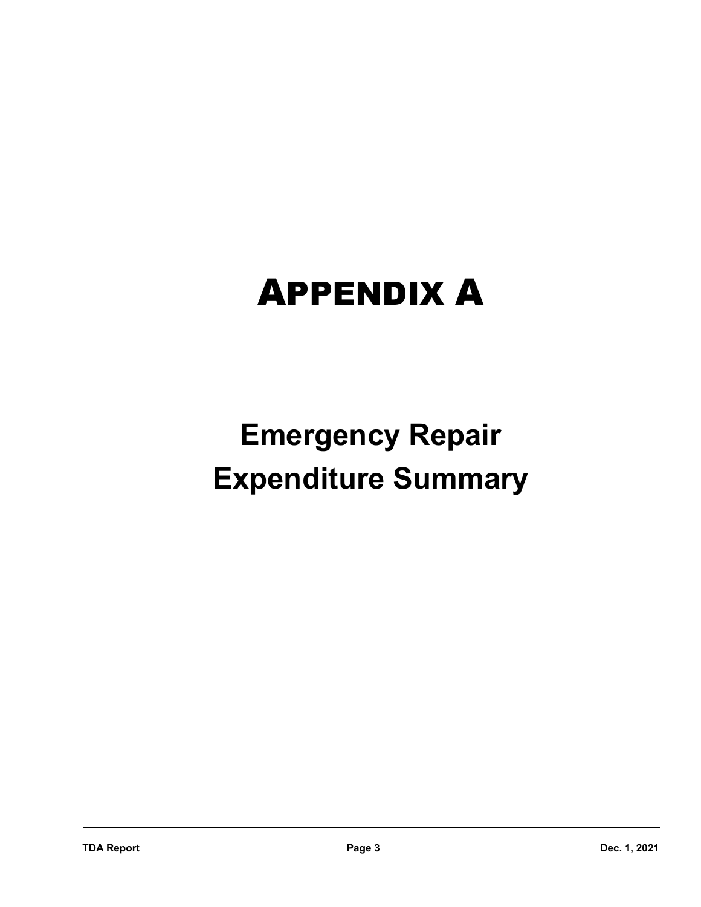# APPENDIX A

## Emergency Repair Expenditure Summary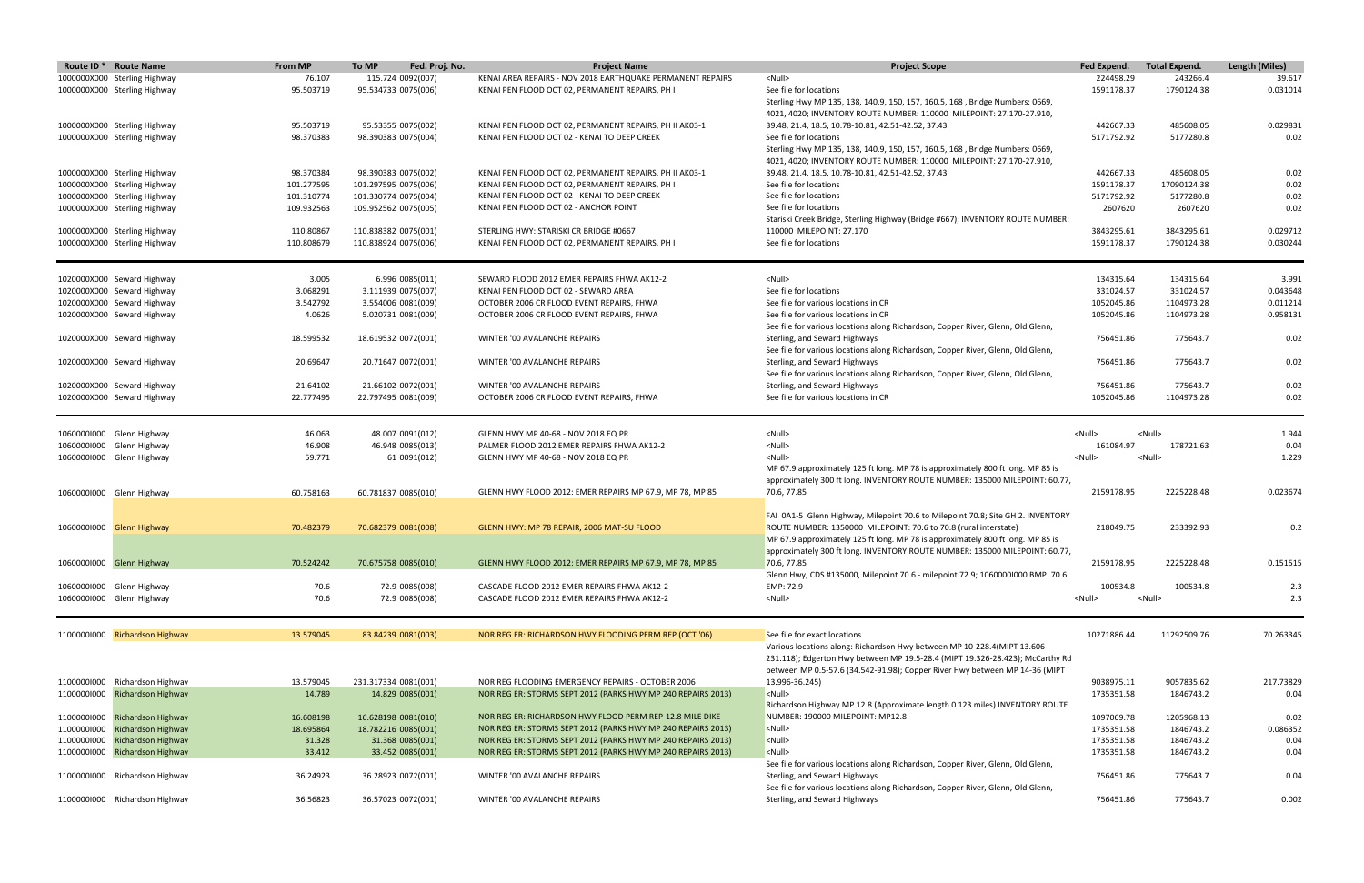| Route ID * | Route Name | From MP | To MP | Fed. Proj. No. | Project Name | Project Scope | Fed Expend. | Total Expend. | Length (Miles) |
|---|---|---|---|---|---|---|---|---|---|
| 1000000X000 | Sterling Highway | 76.107 | 115.724 | 0092(007) | KENAI AREA REPAIRS - NOV 2018 EARTHQUAKE PERMANENT REPAIRS | <Null> | 224498.29 | 243266.4 | 39.617 |
| 1000000X000 | Sterling Highway | 95.503719 | 95.534733 | 0075(006) | KENAI PEN FLOOD OCT 02, PERMANENT REPAIRS, PH I | See file for locations | 1591178.37 | 1790124.38 | 0.031014 |
| 1000000X000 | Sterling Highway | 95.503719 | 95.53355 | 0075(002) | KENAI PEN FLOOD OCT 02, PERMANENT REPAIRS, PH II AK03-1 | Sterling Hwy MP 135, 138, 140.9, 150, 157, 160.5, 168 , Bridge Numbers: 0669, 4021, 4020; INVENTORY ROUTE NUMBER: 110000 MILEPOINT: 27.170-27.910, 39.48, 21.4, 18.5, 10.78-10.81, 42.51-42.52, 37.43 | 442667.33 | 485608.05 | 0.029831 |
| 1000000X000 | Sterling Highway | 98.370383 | 98.390383 | 0075(004) | KENAI PEN FLOOD OCT 02 - KENAI TO DEEP CREEK | See file for locations | 5171792.92 | 5177280.8 | 0.02 |
| 1000000X000 | Sterling Highway | 98.370384 | 98.390383 | 0075(002) | KENAI PEN FLOOD OCT 02, PERMANENT REPAIRS, PH II AK03-1 | Sterling Hwy MP 135, 138, 140.9, 150, 157, 160.5, 168 , Bridge Numbers: 0669, 4021, 4020; INVENTORY ROUTE NUMBER: 110000 MILEPOINT: 27.170-27.910, 39.48, 21.4, 18.5, 10.78-10.81, 42.51-42.52, 37.43 | 442667.33 | 485608.05 | 0.02 |
| 1000000X000 | Sterling Highway | 101.277595 | 101.297595 | 0075(006) | KENAI PEN FLOOD OCT 02, PERMANENT REPAIRS, PH I | See file for locations | 1591178.37 | 17090124.38 | 0.02 |
| 1000000X000 | Sterling Highway | 101.310774 | 101.330774 | 0075(004) | KENAI PEN FLOOD OCT 02 - KENAI TO DEEP CREEK | See file for locations | 5171792.92 | 5177280.8 | 0.02 |
| 1000000X000 | Sterling Highway | 109.932563 | 109.952562 | 0075(005) | KENAI PEN FLOOD OCT 02 - ANCHOR POINT | See file for locations | 2607620 | 2607620 | 0.02 |
| 1000000X000 | Sterling Highway | 110.80867 | 110.838382 | 0075(001) | STERLING HWY: STARISKI CR BRIDGE #0667 | Stariski Creek Bridge, Sterling Highway (Bridge #667); INVENTORY ROUTE NUMBER: 110000 MILEPOINT: 27.170 | 3843295.61 | 3843295.61 | 0.029712 |
| 1000000X000 | Sterling Highway | 110.808679 | 110.838924 | 0075(006) | KENAI PEN FLOOD OCT 02, PERMANENT REPAIRS, PH I | See file for locations | 1591178.37 | 1790124.38 | 0.030244 |
| 1020000X000 | Seward Highway | 3.005 | 6.996 | 0085(011) | SEWARD FLOOD 2012 EMER REPAIRS FHWA AK12-2 | <Null> | 134315.64 | 134315.64 | 3.991 |
| 1020000X000 | Seward Highway | 3.068291 | 3.111939 | 0075(007) | KENAI PEN FLOOD OCT 02 - SEWARD AREA | See file for locations | 331024.57 | 331024.57 | 0.043648 |
| 1020000X000 | Seward Highway | 3.542792 | 3.554006 | 0081(009) | OCTOBER 2006 CR FLOOD EVENT REPAIRS, FHWA | See file for various locations in CR | 1052045.86 | 1104973.28 | 0.011214 |
| 1020000X000 | Seward Highway | 4.0626 | 5.020731 | 0081(009) | OCTOBER 2006 CR FLOOD EVENT REPAIRS, FHWA | See file for various locations in CR | 1052045.86 | 1104973.28 | 0.958131 |
| 1020000X000 | Seward Highway | 18.599532 | 18.619532 | 0072(001) | WINTER '00 AVALANCHE REPAIRS | See file for various locations along Richardson, Copper River, Glenn, Old Glenn, Sterling, and Seward Highways | 756451.86 | 775643.7 | 0.02 |
| 1020000X000 | Seward Highway | 20.69647 | 20.71647 | 0072(001) | WINTER '00 AVALANCHE REPAIRS | See file for various locations along Richardson, Copper River, Glenn, Old Glenn, Sterling, and Seward Highways | 756451.86 | 775643.7 | 0.02 |
| 1020000X000 | Seward Highway | 21.64102 | 21.66102 | 0072(001) | WINTER '00 AVALANCHE REPAIRS | See file for various locations along Richardson, Copper River, Glenn, Old Glenn, Sterling, and Seward Highways | 756451.86 | 775643.7 | 0.02 |
| 1020000X000 | Seward Highway | 22.777495 | 22.797495 | 0081(009) | OCTOBER 2006 CR FLOOD EVENT REPAIRS, FHWA | See file for various locations in CR | 1052045.86 | 1104973.28 | 0.02 |
| 1060000I000 | Glenn Highway | 46.063 | 48.007 | 0091(012) | GLENN HWY MP 40-68 - NOV 2018 EQ PR | <Null> | <Null> | <Null> | 1.944 |
| 1060000I000 | Glenn Highway | 46.908 | 46.948 | 0085(013) | PALMER FLOOD 2012 EMER REPAIRS FHWA AK12-2 | <Null> | 161084.97 | 178721.63 | 0.04 |
| 1060000I000 | Glenn Highway | 59.771 | 61 | 0091(012) | GLENN HWY MP 40-68 - NOV 2018 EQ PR | <Null> | <Null> | <Null> | 1.229 |
| 1060000I000 | Glenn Highway | 60.758163 | 60.781837 | 0085(010) | GLENN HWY FLOOD 2012: EMER REPAIRS MP 67.9, MP 78, MP 85 | MP 67.9 approximately 125 ft long. MP 78 is approximately 800 ft long. MP 85 is approximately 300 ft long. INVENTORY ROUTE NUMBER: 135000 MILEPOINT: 60.77, 70.6, 77.85 | 2159178.95 | 2225228.48 | 0.023674 |
| 1060000I000 | Glenn Highway | 70.482379 | 70.682379 | 0081(008) | GLENN HWY: MP 78 REPAIR, 2006 MAT-SU FLOOD | FAI 0A1-5 Glenn Highway, Milepoint 70.6 to Milepoint 70.8; Site GH 2. INVENTORY ROUTE NUMBER: 1350000 MILEPOINT: 70.6 to 70.8 (rural interstate) | 218049.75 | 233392.93 | 0.2 |
| 1060000I000 | Glenn Highway | 70.524242 | 70.675758 | 0085(010) | GLENN HWY FLOOD 2012: EMER REPAIRS MP 67.9, MP 78, MP 85 | MP 67.9 approximately 125 ft long. MP 78 is approximately 800 ft long. MP 85 is approximately 300 ft long. INVENTORY ROUTE NUMBER: 135000 MILEPOINT: 60.77, 70.6, 77.85 | 2159178.95 | 2225228.48 | 0.151515 |
| 1060000I000 | Glenn Highway | 70.6 | 72.9 | 0085(008) | CASCADE FLOOD 2012 EMER REPAIRS FHWA AK12-2 | Glenn Hwy, CDS #135000, Milepoint 70.6 - milepoint 72.9; 1060000I000 BMP: 70.6 EMP: 72.9 | 100534.8 | 100534.8 | 2.3 |
| 1060000I000 | Glenn Highway | 70.6 | 72.9 | 0085(008) | CASCADE FLOOD 2012 EMER REPAIRS FHWA AK12-2 | <Null> | <Null> | <Null> | 2.3 |
| 1100000I000 | Richardson Highway | 13.579045 | 83.84239 | 0081(003) | NOR REG ER: RICHARDSON HWY FLOODING PERM REP (OCT '06) | See file for exact locations | 10271886.44 | 11292509.76 | 70.263345 |
| 1100000I000 | Richardson Highway | 13.579045 | 231.317334 | 0081(001) | NOR REG FLOODING EMERGENCY REPAIRS - OCTOBER 2006 | Various locations along: Richardson Hwy between MP 10-228.4(MIPT 13.606-231.118); Edgerton Hwy between MP 19.5-28.4 (MIPT 19.326-28.423); McCarthy Rd between MP 0.5-57.6 (34.542-91.98); Copper River Hwy between MP 14-36 (MIPT 13.996-36.245) | 9038975.11 | 9057835.62 | 217.73829 |
| 1100000I000 | Richardson Highway | 14.789 | 14.829 | 0085(001) | NOR REG ER: STORMS SEPT 2012 (PARKS HWY MP 240 REPAIRS 2013) | <Null> | 1735351.58 | 1846743.2 | 0.04 |
| 1100000I000 | Richardson Highway | 16.608198 | 16.628198 | 0081(010) | NOR REG ER: RICHARDSON HWY FLOOD PERM REP-12.8 MILE DIKE | Richardson Highway MP 12.8 (Approximate length 0.123 miles) INVENTORY ROUTE NUMBER: 190000 MILEPOINT: MP12.8 | 1097069.78 | 1205968.13 | 0.02 |
| 1100000I000 | Richardson Highway | 18.695864 | 18.782216 | 0085(001) | NOR REG ER: STORMS SEPT 2012 (PARKS HWY MP 240 REPAIRS 2013) | <Null> | 1735351.58 | 1846743.2 | 0.086352 |
| 1100000I000 | Richardson Highway | 31.328 | 31.368 | 0085(001) | NOR REG ER: STORMS SEPT 2012 (PARKS HWY MP 240 REPAIRS 2013) | <Null> | 1735351.58 | 1846743.2 | 0.04 |
| 1100000I000 | Richardson Highway | 33.412 | 33.452 | 0085(001) | NOR REG ER: STORMS SEPT 2012 (PARKS HWY MP 240 REPAIRS 2013) | <Null> | 1735351.58 | 1846743.2 | 0.04 |
| 1100000I000 | Richardson Highway | 36.24923 | 36.28923 | 0072(001) | WINTER '00 AVALANCHE REPAIRS | See file for various locations along Richardson, Copper River, Glenn, Old Glenn, Sterling, and Seward Highways | 756451.86 | 775643.7 | 0.04 |
| 1100000I000 | Richardson Highway | 36.56823 | 36.57023 | 0072(001) | WINTER '00 AVALANCHE REPAIRS | See file for various locations along Richardson, Copper River, Glenn, Old Glenn, Sterling, and Seward Highways | 756451.86 | 775643.7 | 0.002 |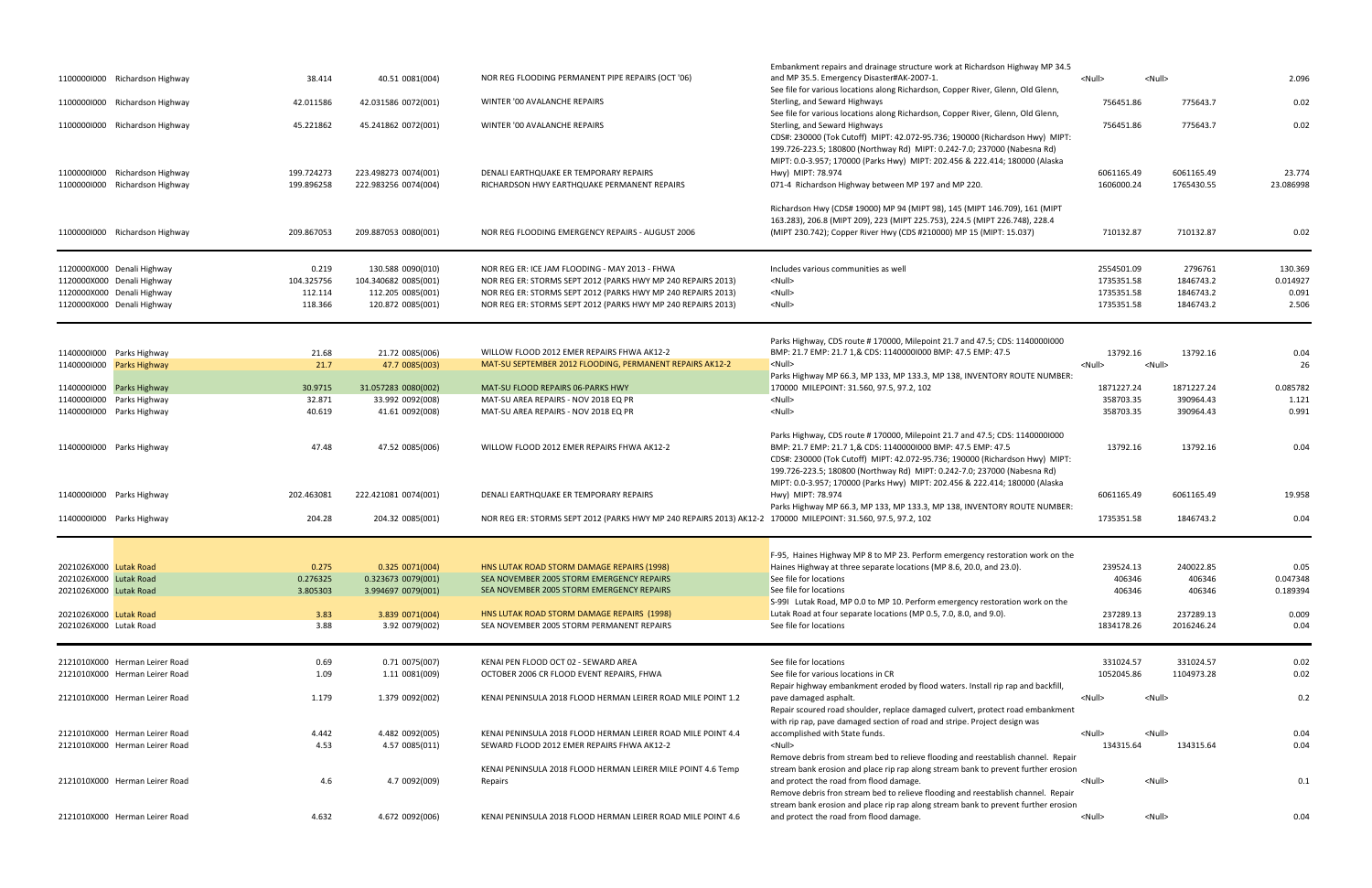| | | | | | | | | |
|---|---|---|---|---|---|---|---|---|
| 1100000I000 | Richardson Highway | 38.414 | 40.51 0081(004) | NOR REG FLOODING PERMANENT PIPE REPAIRS (OCT '06) | Embankment repairs and drainage structure work at Richardson Highway MP 34.5 and MP 35.5. Emergency Disaster#AK-2007-1. | <Null> | <Null> | 2.096 |
| 1100000I000 | Richardson Highway | 42.011586 | 42.031586 0072(001) | WINTER '00 AVALANCHE REPAIRS | See file for various locations along Richardson, Copper River, Glenn, Old Glenn, Sterling, and Seward Highways | 756451.86 | 775643.7 | 0.02 |
| 1100000I000 | Richardson Highway | 45.221862 | 45.241862 0072(001) | WINTER '00 AVALANCHE REPAIRS | See file for various locations along Richardson, Copper River, Glenn, Old Glenn, Sterling, and Seward Highways | 756451.86 | 775643.7 | 0.02 |
| 1100000I000 | Richardson Highway | 199.724273 | 223.498273 0074(001) | DENALI EARTHQUAKE ER TEMPORARY REPAIRS | CDS#: 230000 (Tok Cutoff) MIPT: 42.072-95.736; 190000 (Richardson Hwy) MIPT: 199.726-223.5; 180800 (Northway Rd) MIPT: 0.242-7.0; 237000 (Nabesna Rd) MIPT: 0.0-3.957; 170000 (Parks Hwy) MIPT: 202.456 & 222.414; 180000 (Alaska Hwy) MIPT: 78.974 | 6061165.49 | 6061165.49 | 23.774 |
| 1100000I000 | Richardson Highway | 199.896258 | 222.983256 0074(004) | RICHARDSON HWY EARTHQUAKE PERMANENT REPAIRS | 071-4 Richardson Highway between MP 197 and MP 220. | 1606000.24 | 1765430.55 | 23.086998 |
| 1100000I000 | Richardson Highway | 209.867053 | 209.887053 0080(001) | NOR REG FLOODING EMERGENCY REPAIRS - AUGUST 2006 | Richardson Hwy (CDS# 19000) MP 94 (MIPT 98), 145 (MIPT 146.709), 161 (MIPT 163.283), 206.8 (MIPT 209), 223 (MIPT 225.753), 224.5 (MIPT 226.748), 228.4 (MIPT 230.742); Copper River Hwy (CDS #210000) MP 15 (MIPT: 15.037) | 710132.87 | 710132.87 | 0.02 |
| 1120000X000 | Denali Highway | 0.219 | 130.588 0090(010) | NOR REG ER: ICE JAM FLOODING - MAY 2013 - FHWA | Includes various communities as well | 2554501.09 | 2796761 | 130.369 |
| 1120000X000 | Denali Highway | 104.325756 | 104.340682 0085(001) | NOR REG ER: STORMS SEPT 2012 (PARKS HWY MP 240 REPAIRS 2013) | <Null> | 1735351.58 | 1846743.2 | 0.014927 |
| 1120000X000 | Denali Highway | 112.114 | 112.205 0085(001) | NOR REG ER: STORMS SEPT 2012 (PARKS HWY MP 240 REPAIRS 2013) | <Null> | 1735351.58 | 1846743.2 | 0.091 |
| 1120000X000 | Denali Highway | 118.366 | 120.872 0085(001) | NOR REG ER: STORMS SEPT 2012 (PARKS HWY MP 240 REPAIRS 2013) | <Null> | 1735351.58 | 1846743.2 | 2.506 |
| 1140000I000 | Parks Highway | 21.68 | 21.72 0085(006) | WILLOW FLOOD 2012 EMER REPAIRS FHWA AK12-2 | Parks Highway, CDS route # 170000, Milepoint 21.7 and 47.5; CDS: 1140000I000 BMP: 21.7 EMP: 21.7 1,& CDS: 1140000I000 BMP: 47.5 EMP: 47.5 | 13792.16 | 13792.16 | 0.04 |
| 1140000I000 | Parks Highway | 21.7 | 47.7 0085(003) | MAT-SU SEPTEMBER 2012 FLOODING, PERMANENT REPAIRS AK12-2 | <Null> | <Null> | <Null> | 26 |
| 1140000I000 | Parks Highway | 30.9715 | 31.057283 0080(002) | MAT-SU FLOOD REPAIRS 06-PARKS HWY | Parks Highway MP 66.3, MP 133, MP 133.3, MP 138, INVENTORY ROUTE NUMBER: 170000 MILEPOINT: 31.560, 97.5, 97.2, 102 | 1871227.24 | 1871227.24 | 0.085782 |
| 1140000I000 | Parks Highway | 32.871 | 33.992 0092(008) | MAT-SU AREA REPAIRS - NOV 2018 EQ PR | <Null> | 358703.35 | 390964.43 | 1.121 |
| 1140000I000 | Parks Highway | 40.619 | 41.61 0092(008) | MAT-SU AREA REPAIRS - NOV 2018 EQ PR | <Null> | 358703.35 | 390964.43 | 0.991 |
| 1140000I000 | Parks Highway | 47.48 | 47.52 0085(006) | WILLOW FLOOD 2012 EMER REPAIRS FHWA AK12-2 | Parks Highway, CDS route # 170000, Milepoint 21.7 and 47.5; CDS: 1140000I000 BMP: 21.7 EMP: 21.7 1,& CDS: 1140000I000 BMP: 47.5 EMP: 47.5 | 13792.16 | 13792.16 | 0.04 |
| 1140000I000 | Parks Highway | 202.463081 | 222.421081 0074(001) | DENALI EARTHQUAKE ER TEMPORARY REPAIRS | CDS#: 230000 (Tok Cutoff) MIPT: 42.072-95.736; 190000 (Richardson Hwy) MIPT: 199.726-223.5; 180800 (Northway Rd) MIPT: 0.242-7.0; 237000 (Nabesna Rd) MIPT: 0.0-3.957; 170000 (Parks Hwy) MIPT: 202.456 & 222.414; 180000 (Alaska Hwy) MIPT: 78.974 | 6061165.49 | 6061165.49 | 19.958 |
| 1140000I000 | Parks Highway | 204.28 | 204.32 0085(001) | NOR REG ER: STORMS SEPT 2012 (PARKS HWY MP 240 REPAIRS 2013) AK12-2 | Parks Highway MP 66.3, MP 133, MP 133.3, MP 138, INVENTORY ROUTE NUMBER: 170000 MILEPOINT: 31.560, 97.5, 97.2, 102 | 1735351.58 | 1846743.2 | 0.04 |
| 2021026X000 | Lutak Road | 0.275 | 0.325 0071(004) | HNS LUTAK ROAD STORM DAMAGE REPAIRS (1998) | F-95, Haines Highway MP 8 to MP 23. Perform emergency restoration work on the Haines Highway at three separate locations (MP 8.6, 20.0, and 23.0). | 239524.13 | 240022.85 | 0.05 |
| 2021026X000 | Lutak Road | 0.276325 | 0.323673 0079(001) | SEA NOVEMBER 2005 STORM EMERGENCY REPAIRS | See file for locations | 406346 | 406346 | 0.047348 |
| 2021026X000 | Lutak Road | 3.805303 | 3.994697 0079(001) | SEA NOVEMBER 2005 STORM EMERGENCY REPAIRS | See file for locations | 406346 | 406346 | 0.189394 |
| 2021026X000 | Lutak Road | 3.83 | 3.839 0071(004) | HNS LUTAK ROAD STORM DAMAGE REPAIRS (1998) | S-99I Lutak Road, MP 0.0 to MP 10. Perform emergency restoration work on the Lutak Road at four separate locations (MP 0.5, 7.0, 8.0, and 9.0). | 237289.13 | 237289.13 | 0.009 |
| 2021026X000 | Lutak Road | 3.88 | 3.92 0079(002) | SEA NOVEMBER 2005 STORM PERMANENT REPAIRS | See file for locations | 1834178.26 | 2016246.24 | 0.04 |
| 2121010X000 | Herman Leirer Road | 0.69 | 0.71 0075(007) | KENAI PEN FLOOD OCT 02 - SEWARD AREA | See file for locations | 331024.57 | 331024.57 | 0.02 |
| 2121010X000 | Herman Leirer Road | 1.09 | 1.11 0081(009) | OCTOBER 2006 CR FLOOD EVENT REPAIRS, FHWA | See file for various locations in CR | 1052045.86 | 1104973.28 | 0.02 |
| 2121010X000 | Herman Leirer Road | 1.179 | 1.379 0092(002) | KENAI PENINSULA 2018 FLOOD HERMAN LEIRER ROAD MILE POINT 1.2 | Repair highway embankment eroded by flood waters. Install rip rap and backfill, pave damaged asphalt. | <Null> | <Null> | 0.2 |
| 2121010X000 | Herman Leirer Road | 4.442 | 4.482 0092(005) | KENAI PENINSULA 2018 FLOOD HERMAN LEIRER ROAD MILE POINT 4.4 | Repair scoured road shoulder, replace damaged culvert, protect road embankment with rip rap, pave damaged section of road and stripe. Project design was accomplished with State funds. | <Null> | <Null> | 0.04 |
| 2121010X000 | Herman Leirer Road | 4.53 | 4.57 0085(011) | SEWARD FLOOD 2012 EMER REPAIRS FHWA AK12-2 | <Null> | 134315.64 | 134315.64 | 0.04 |
| 2121010X000 | Herman Leirer Road | 4.6 | 4.7 0092(009) | KENAI PENINSULA 2018 FLOOD HERMAN LEIRER MILE POINT 4.6 Temp Repairs | Remove debris from stream bed to relieve flooding and reestablish channel. Repair stream bank erosion and place rip rap along stream bank to prevent further erosion and protect the road from flood damage. | <Null> | <Null> | 0.1 |
| 2121010X000 | Herman Leirer Road | 4.632 | 4.672 0092(006) | KENAI PENINSULA 2018 FLOOD HERMAN LEIRER ROAD MILE POINT 4.6 | Remove debris from stream bed to relieve flooding and reestablish channel. Repair stream bank erosion and place rip rap along stream bank to prevent further erosion and protect the road from flood damage. | <Null> | <Null> | 0.04 |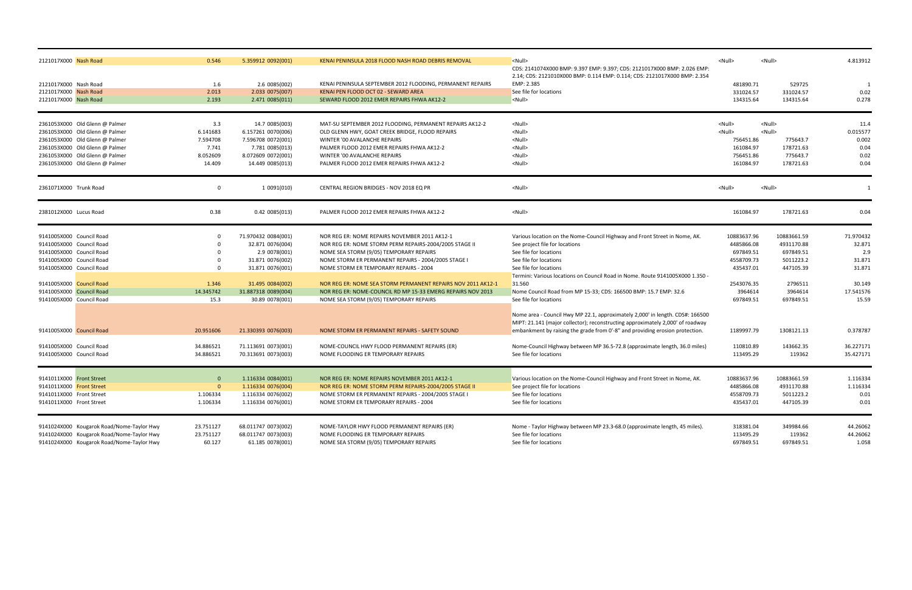| | | | | | | | | | |
|---|---|---|---|---|---|---|---|---|---|
| 2121017X000 | Nash Road | 0.546 | 5.359912 | 0092(001) | KENAI PENINSULA 2018 FLOOD NASH ROAD DEBRIS REMOVAL | <Null> | <Null> | <Null> | 4.813912 |
| 2121017X000 | Nash Road | 1.6 | 2.6 | 0085(002) | KENAI PENINSULA SEPTEMBER 2012 FLOODING, PERMANENT REPAIRS | CDS: 2141074X000 BMP: 9.397 EMP: 9.397; CDS: 2121017X000 BMP: 2.026 EMP: 2.14; CDS: 2121010X000 BMP: 0.114 EMP: 0.114; CDS: 2121017X000 BMP: 2.354 EMP: 2.385 | 481890.71 | 529725 | 1 |
| 2121017X000 | Nash Road | 2.013 | 2.033 | 0075(007) | KENAI PEN FLOOD OCT 02 - SEWARD AREA | See file for locations | 331024.57 | 331024.57 | 0.02 |
| 2121017X000 | Nash Road | 2.193 | 2.471 | 0085(011) | SEWARD FLOOD 2012 EMER REPAIRS FHWA AK12-2 | <Null> | 134315.64 | 134315.64 | 0.278 |
| 2361053X000 | Old Glenn @ Palmer | 3.3 | 14.7 | 0085(003) | MAT-SU SEPTEMBER 2012 FLOODING, PERMANENT REPAIRS AK12-2 | <Null> | <Null> | <Null> | 11.4 |
| 2361053X000 | Old Glenn @ Palmer | 6.141683 | 6.157261 | 0070(006) | OLD GLENN HWY, GOAT CREEK BRIDGE, FLOOD REPAIRS | <Null> | <Null> | <Null> | 0.015577 |
| 2361053X000 | Old Glenn @ Palmer | 7.594708 | 7.596708 | 0072(001) | WINTER '00 AVALANCHE REPAIRS | <Null> | 756451.86 | 775643.7 | 0.002 |
| 2361053X000 | Old Glenn @ Palmer | 7.741 | 7.781 | 0085(013) | PALMER FLOOD 2012 EMER REPAIRS FHWA AK12-2 | <Null> | 161084.97 | 178721.63 | 0.04 |
| 2361053X000 | Old Glenn @ Palmer | 8.052609 | 8.072609 | 0072(001) | WINTER '00 AVALANCHE REPAIRS | <Null> | 756451.86 | 775643.7 | 0.02 |
| 2361053X000 | Old Glenn @ Palmer | 14.409 | 14.449 | 0085(013) | PALMER FLOOD 2012 EMER REPAIRS FHWA AK12-2 | <Null> | 161084.97 | 178721.63 | 0.04 |
| 2361071X000 | Trunk Road | 0 | 1 | 0091(010) | CENTRAL REGION BRIDGES - NOV 2018 EQ PR | <Null> | <Null> | <Null> | 1 |
| 2381012X000 | Lucus Road | 0.38 | 0.42 | 0085(013) | PALMER FLOOD 2012 EMER REPAIRS FHWA AK12-2 | <Null> | 161084.97 | 178721.63 | 0.04 |
| 9141005X000 | Council Road | 0 | 71.970432 | 0084(001) | NOR REG ER: NOME REPAIRS NOVEMBER 2011 AK12-1 | Various location on the Nome-Council Highway and Front Street in Nome, AK. | 10883637.96 | 10883661.59 | 71.970432 |
| 9141005X000 | Council Road | 0 | 32.871 | 0076(004) | NOR REG ER: NOME STORM PERM REPAIRS-2004/2005 STAGE II | See project file for locations | 4485866.08 | 4931170.88 | 32.871 |
| 9141005X000 | Council Road | 0 | 2.9 | 0078(001) | NOME SEA STORM (9/05) TEMPORARY REPAIRS | See file for locations | 697849.51 | 697849.51 | 2.9 |
| 9141005X000 | Council Road | 0 | 31.871 | 0076(002) | NOME STORM ER PERMANENT REPAIRS - 2004/2005 STAGE I | See file for locations | 4558709.73 | 5011223.2 | 31.871 |
| 9141005X000 | Council Road | 0 | 31.871 | 0076(001) | NOME STORM ER TEMPORARY REPAIRS - 2004 | See file for locations | 435437.01 | 447105.39 | 31.871 |
| 9141005X000 | Council Road | 1.346 | 31.495 | 0084(002) | NOR REG ER: NOME SEA STORM PERMANENT REPAIRS NOV 2011 AK12-1 | Termini: Various locations on Council Road in Nome. Route 9141005X000 1.350 - 31.560 | 2543076.35 | 2796511 | 30.149 |
| 9141005X000 | Council Road | 14.345742 | 31.887318 | 0089(004) | NOR REG ER: NOME-COUNCIL RD MP 15-33 EMERG REPAIRS NOV 2013 | Nome Council Road from MP 15-33; CDS: 166500 BMP: 15.7 EMP: 32.6 | 3964614 | 3964614 | 17.541576 |
| 9141005X000 | Council Road | 15.3 | 30.89 | 0078(001) | NOME SEA STORM (9/05) TEMPORARY REPAIRS | See file for locations | 697849.51 | 697849.51 | 15.59 |
| 9141005X000 | Council Road | 20.951606 | 21.330393 | 0076(003) | NOME STORM ER PERMANENT REPAIRS - SAFETY SOUND | Nome area - Council Hwy MP 22.1, approximately 2,000' in length. CDS#: 166500 MIPT: 21.141 (major collector); reconstructing approximately 2,000' of roadway embankment by raising the grade from 0'-8" and providing erosion protection. | 1189997.79 | 1308121.13 | 0.378787 |
| 9141005X000 | Council Road | 34.886521 | 71.113691 | 0073(001) | NOME-COUNCIL HWY FLOOD PERMANENT REPAIRS (ER) | Nome-Council Highway between MP 36.5-72.8 (approximate length, 36.0 miles) | 110810.89 | 143662.35 | 36.227171 |
| 9141005X000 | Council Road | 34.886521 | 70.313691 | 0073(003) | NOME FLOODING ER TEMPORARY REPAIRS | See file for locations | 113495.29 | 119362 | 35.427171 |
| 9141011X000 | Front Street | 0 | 1.116334 | 0084(001) | NOR REG ER: NOME REPAIRS NOVEMBER 2011 AK12-1 | Various location on the Nome-Council Highway and Front Street in Nome, AK. | 10883637.96 | 10883661.59 | 1.116334 |
| 9141011X000 | Front Street | 0 | 1.116334 | 0076(004) | NOR REG ER: NOME STORM PERM REPAIRS-2004/2005 STAGE II | See project file for locations | 4485866.08 | 4931170.88 | 1.116334 |
| 9141011X000 | Front Street | 1.106334 | 1.116334 | 0076(002) | NOME STORM ER PERMANENT REPAIRS - 2004/2005 STAGE I | See file for locations | 4558709.73 | 5011223.2 | 0.01 |
| 9141011X000 | Front Street | 1.106334 | 1.116334 | 0076(001) | NOME STORM ER TEMPORARY REPAIRS - 2004 | See file for locations | 435437.01 | 447105.39 | 0.01 |
| 9141024X000 | Kougarok Road/Nome-Taylor Hwy | 23.751127 | 68.011747 | 0073(002) | NOME-TAYLOR HWY FLOOD PERMANENT REPAIRS (ER) | Nome - Taylor Highway between MP 23.3-68.0 (approximate length, 45 miles). | 318381.04 | 349984.66 | 44.26062 |
| 9141024X000 | Kougarok Road/Nome-Taylor Hwy | 23.751127 | 68.011747 | 0073(003) | NOME FLOODING ER TEMPORARY REPAIRS | See file for locations | 113495.29 | 119362 | 44.26062 |
| 9141024X000 | Kougarok Road/Nome-Taylor Hwy | 60.127 | 61.185 | 0078(001) | NOME SEA STORM (9/05) TEMPORARY REPAIRS | See file for locations | 697849.51 | 697849.51 | 1.058 |